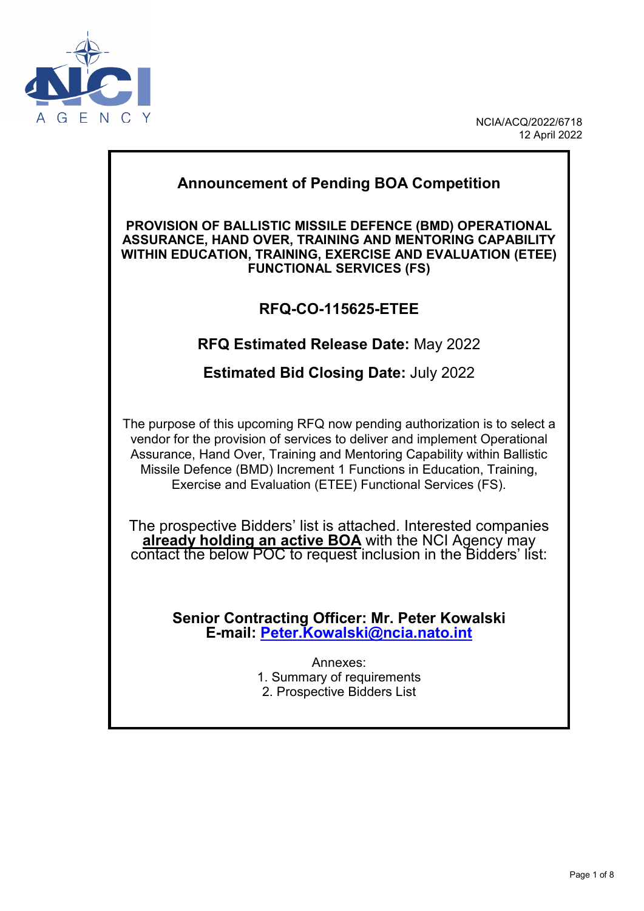NCIA/ACQ/2022/6718
12 April 2022

# Announcement of Pending BOA Competition

**PROVISION OF BALLISTIC MISSILE DEFENCE (BMD) OPERATIONAL ASSURANCE, HAND OVER, TRAINING AND MENTORING CAPABILITY WITHIN EDUCATION, TRAINING, EXERCISE AND EVALUATION (ETEE) FUNCTIONAL SERVICES (FS)**

## RFQ-CO-115625-ETEE

**RFQ Estimated Release Date:** May 2022

**Estimated Bid Closing Date:** July 2022

The purpose of this upcoming RFQ now pending authorization is to select a vendor for the provision of services to deliver and implement Operational Assurance, Hand Over, Training and Mentoring Capability within Ballistic Missile Defence (BMD) Increment 1 Functions in Education, Training, Exercise and Evaluation (ETEE) Functional Services (FS).

The prospective Bidders' list is attached. Interested companies **already holding an active BOA** with the NCI Agency may contact the below POC to request inclusion in the Bidders' list:

**Senior Contracting Officer: Mr. Peter Kowalski**
**E-mail: Peter.Kowalski@ncia.nato.int**

Annexes:
1. Summary of requirements
2. Prospective Bidders List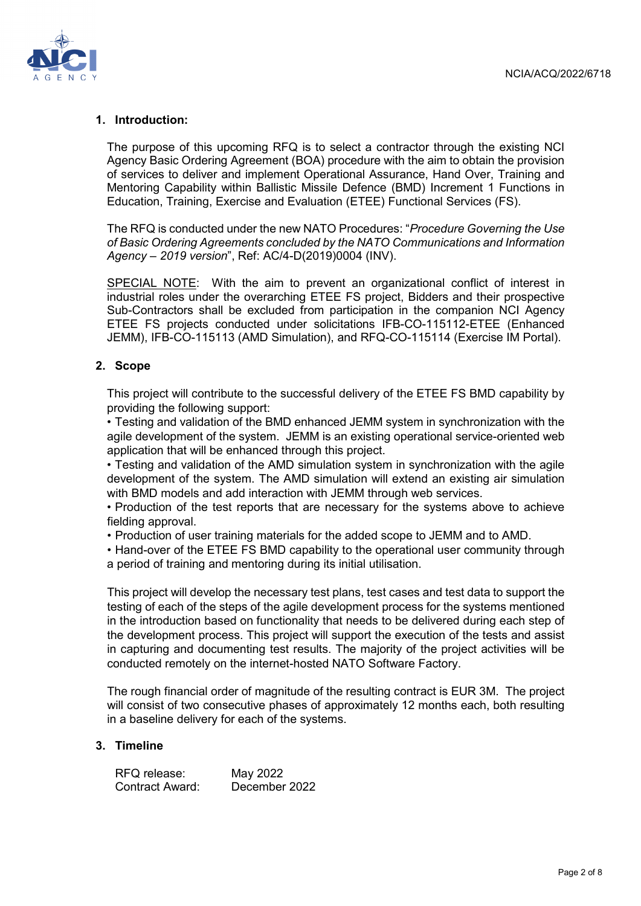## 1. Introduction:

The purpose of this upcoming RFQ is to select a contractor through the existing NCI Agency Basic Ordering Agreement (BOA) procedure with the aim to obtain the provision of services to deliver and implement Operational Assurance, Hand Over, Training and Mentoring Capability within Ballistic Missile Defence (BMD) Increment 1 Functions in Education, Training, Exercise and Evaluation (ETEE) Functional Services (FS).

The RFQ is conducted under the new NATO Procedures: "*Procedure Governing the Use of Basic Ordering Agreements concluded by the NATO Communications and Information Agency – 2019 version*", Ref: AC/4-D(2019)0004 (INV).

SPECIAL NOTE: With the aim to prevent an organizational conflict of interest in industrial roles under the overarching ETEE FS project, Bidders and their prospective Sub-Contractors shall be excluded from participation in the companion NCI Agency ETEE FS projects conducted under solicitations IFB-CO-115112-ETEE (Enhanced JEMM), IFB-CO-115113 (AMD Simulation), and RFQ-CO-115114 (Exercise IM Portal).

## 2. Scope

This project will contribute to the successful delivery of the ETEE FS BMD capability by providing the following support:

- Testing and validation of the BMD enhanced JEMM system in synchronization with the agile development of the system. JEMM is an existing operational service-oriented web application that will be enhanced through this project.
- Testing and validation of the AMD simulation system in synchronization with the agile development of the system. The AMD simulation will extend an existing air simulation with BMD models and add interaction with JEMM through web services.
- Production of the test reports that are necessary for the systems above to achieve fielding approval.
- Production of user training materials for the added scope to JEMM and to AMD.
- Hand-over of the ETEE FS BMD capability to the operational user community through a period of training and mentoring during its initial utilisation.

This project will develop the necessary test plans, test cases and test data to support the testing of each of the steps of the agile development process for the systems mentioned in the introduction based on functionality that needs to be delivered during each step of the development process. This project will support the execution of the tests and assist in capturing and documenting test results. The majority of the project activities will be conducted remotely on the internet-hosted NATO Software Factory.

The rough financial order of magnitude of the resulting contract is EUR 3M. The project will consist of two consecutive phases of approximately 12 months each, both resulting in a baseline delivery for each of the systems.

## 3. Timeline

| | |
|---|---|
| RFQ release: | May 2022 |
| Contract Award: | December 2022 |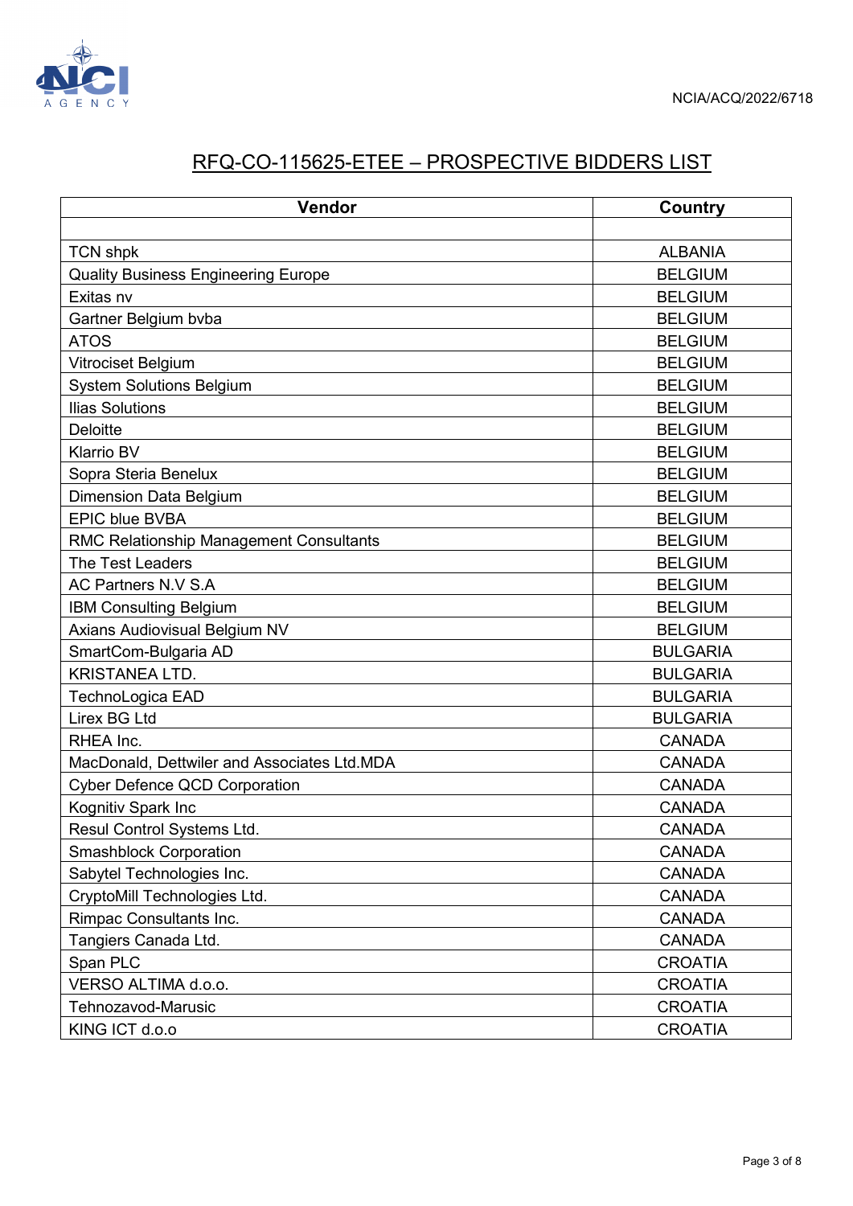## RFQ-CO-115625-ETEE – PROSPECTIVE BIDDERS LIST

| Vendor | Country |
|---|---|
| | |
| TCN shpk | ALBANIA |
| Quality Business Engineering Europe | BELGIUM |
| Exitas nv | BELGIUM |
| Gartner Belgium bvba | BELGIUM |
| ATOS | BELGIUM |
| Vitrociset Belgium | BELGIUM |
| System Solutions Belgium | BELGIUM |
| Ilias Solutions | BELGIUM |
| Deloitte | BELGIUM |
| Klarrio BV | BELGIUM |
| Sopra Steria Benelux | BELGIUM |
| Dimension Data Belgium | BELGIUM |
| EPIC blue BVBA | BELGIUM |
| RMC Relationship Management Consultants | BELGIUM |
| The Test Leaders | BELGIUM |
| AC Partners N.V S.A | BELGIUM |
| IBM Consulting Belgium | BELGIUM |
| Axians Audiovisual Belgium NV | BELGIUM |
| SmartCom-Bulgaria AD | BULGARIA |
| KRISTANEA LTD. | BULGARIA |
| TechnoLogica EAD | BULGARIA |
| Lirex BG Ltd | BULGARIA |
| RHEA Inc. | CANADA |
| MacDonald, Dettwiler and Associates Ltd.MDA | CANADA |
| Cyber Defence QCD Corporation | CANADA |
| Kognitiv Spark Inc | CANADA |
| Resul Control Systems Ltd. | CANADA |
| Smashblock Corporation | CANADA |
| Sabytel Technologies Inc. | CANADA |
| CryptoMill Technologies Ltd. | CANADA |
| Rimpac Consultants Inc. | CANADA |
| Tangiers Canada Ltd. | CANADA |
| Span PLC | CROATIA |
| VERSO ALTIMA d.o.o. | CROATIA |
| Tehnozavod-Marusic | CROATIA |
| KING ICT d.o.o | CROATIA |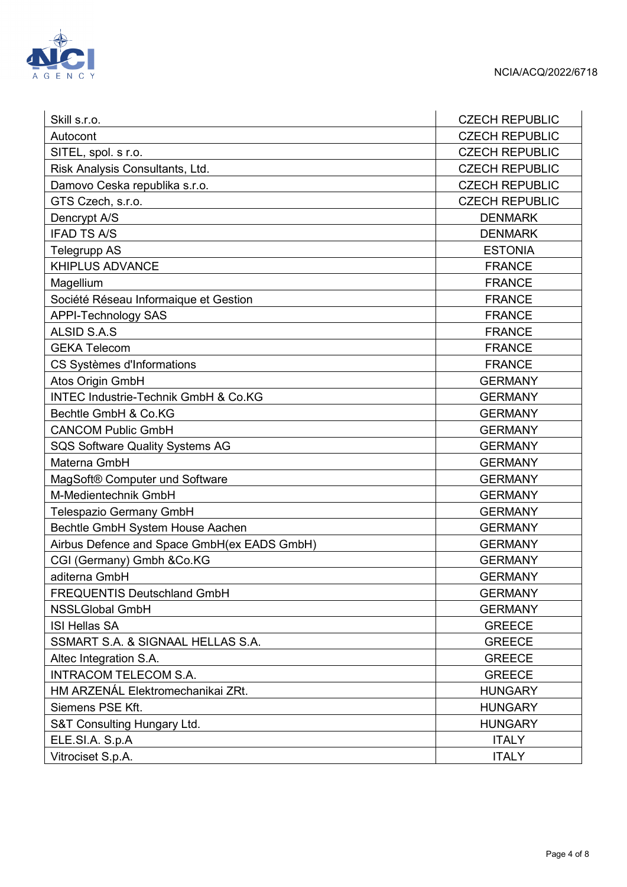| | |
|---|---|
| Skill s.r.o. | CZECH REPUBLIC |
| Autocont | CZECH REPUBLIC |
| SITEL, spol. s r.o. | CZECH REPUBLIC |
| Risk Analysis Consultants, Ltd. | CZECH REPUBLIC |
| Damovo Ceska republika s.r.o. | CZECH REPUBLIC |
| GTS Czech, s.r.o. | CZECH REPUBLIC |
| Dencrypt A/S | DENMARK |
| IFAD TS A/S | DENMARK |
| Telegrupp AS | ESTONIA |
| KHIPLUS ADVANCE | FRANCE |
| Magellium | FRANCE |
| Société Réseau Informaique et Gestion | FRANCE |
| APPI-Technology SAS | FRANCE |
| ALSID S.A.S | FRANCE |
| GEKA Telecom | FRANCE |
| CS Systèmes d'Informations | FRANCE |
| Atos Origin GmbH | GERMANY |
| INTEC Industrie-Technik GmbH & Co.KG | GERMANY |
| Bechtle GmbH & Co.KG | GERMANY |
| CANCOM Public GmbH | GERMANY |
| SQS Software Quality Systems AG | GERMANY |
| Materna GmbH | GERMANY |
| MagSoft® Computer und Software | GERMANY |
| M-Medientechnik GmbH | GERMANY |
| Telespazio Germany GmbH | GERMANY |
| Bechtle GmbH System House Aachen | GERMANY |
| Airbus Defence and Space GmbH(ex EADS GmbH) | GERMANY |
| CGI (Germany) Gmbh &Co.KG | GERMANY |
| aditerna GmbH | GERMANY |
| FREQUENTIS Deutschland GmbH | GERMANY |
| NSSLGlobal GmbH | GERMANY |
| ISI Hellas SA | GREECE |
| SSMART S.A. & SIGNAAL HELLAS S.A. | GREECE |
| Altec Integration S.A. | GREECE |
| INTRACOM TELECOM S.A. | GREECE |
| HM ARZENÁL Elektromechanikai ZRt. | HUNGARY |
| Siemens PSE Kft. | HUNGARY |
| S&T Consulting Hungary Ltd. | HUNGARY |
| ELE.SI.A. S.p.A | ITALY |
| Vitrociset S.p.A. | ITALY |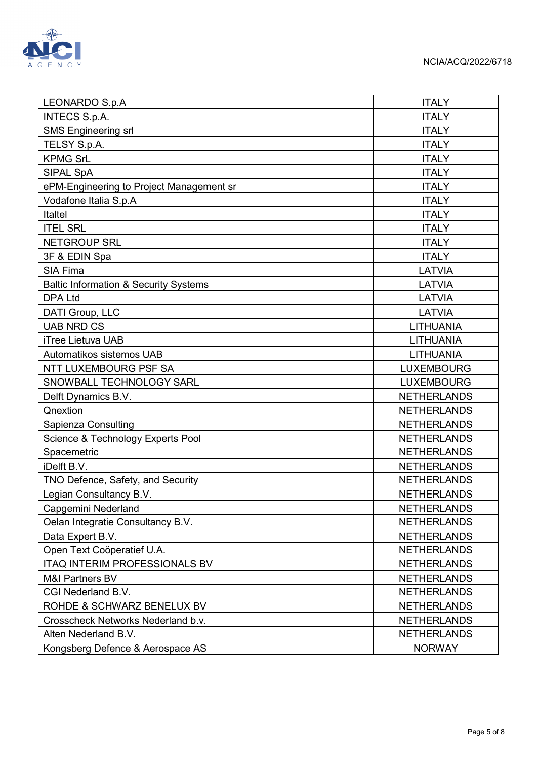| | |
|---|---|
| LEONARDO S.p.A | ITALY |
| INTECS S.p.A. | ITALY |
| SMS Engineering srl | ITALY |
| TELSY S.p.A. | ITALY |
| KPMG SrL | ITALY |
| SIPAL SpA | ITALY |
| ePM-Engineering to Project Management sr | ITALY |
| Vodafone Italia S.p.A | ITALY |
| Italtel | ITALY |
| ITEL SRL | ITALY |
| NETGROUP SRL | ITALY |
| 3F & EDIN Spa | ITALY |
| SIA Fima | LATVIA |
| Baltic Information & Security Systems | LATVIA |
| DPA Ltd | LATVIA |
| DATI Group, LLC | LATVIA |
| UAB NRD CS | LITHUANIA |
| iTree Lietuva UAB | LITHUANIA |
| Automatikos sistemos UAB | LITHUANIA |
| NTT LUXEMBOURG PSF SA | LUXEMBOURG |
| SNOWBALL TECHNOLOGY SARL | LUXEMBOURG |
| Delft Dynamics B.V. | NETHERLANDS |
| Qnextion | NETHERLANDS |
| Sapienza Consulting | NETHERLANDS |
| Science & Technology Experts Pool | NETHERLANDS |
| Spacemetric | NETHERLANDS |
| iDelft B.V. | NETHERLANDS |
| TNO Defence, Safety, and Security | NETHERLANDS |
| Legian Consultancy B.V. | NETHERLANDS |
| Capgemini Nederland | NETHERLANDS |
| Oelan Integratie Consultancy B.V. | NETHERLANDS |
| Data Expert B.V. | NETHERLANDS |
| Open Text Coöperatief U.A. | NETHERLANDS |
| ITAQ INTERIM PROFESSIONALS BV | NETHERLANDS |
| M&I Partners BV | NETHERLANDS |
| CGI Nederland B.V. | NETHERLANDS |
| ROHDE & SCHWARZ BENELUX BV | NETHERLANDS |
| Crosscheck Networks Nederland b.v. | NETHERLANDS |
| Alten Nederland B.V. | NETHERLANDS |
| Kongsberg Defence & Aerospace AS | NORWAY |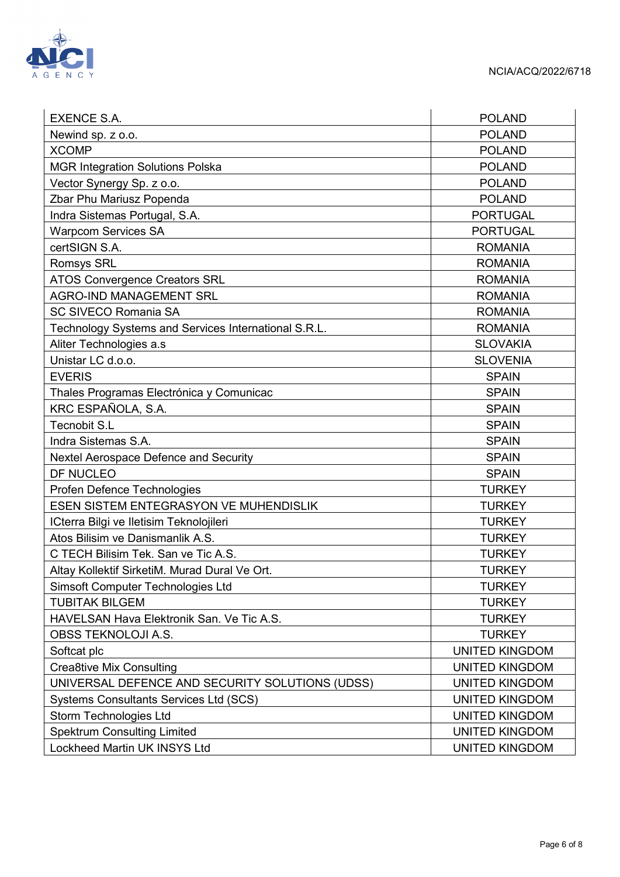| EXENCE S.A. | POLAND |
|---|---|
| Newind sp. z o.o. | POLAND |
| XCOMP | POLAND |
| MGR Integration Solutions Polska | POLAND |
| Vector Synergy Sp. z o.o. | POLAND |
| Zbar Phu Mariusz Popenda | POLAND |
| Indra Sistemas Portugal, S.A. | PORTUGAL |
| Warpcom Services SA | PORTUGAL |
| certSIGN S.A. | ROMANIA |
| Romsys SRL | ROMANIA |
| ATOS Convergence Creators SRL | ROMANIA |
| AGRO-IND MANAGEMENT SRL | ROMANIA |
| SC SIVECO Romania SA | ROMANIA |
| Technology Systems and Services International S.R.L. | ROMANIA |
| Aliter Technologies a.s | SLOVAKIA |
| Unistar LC d.o.o. | SLOVENIA |
| EVERIS | SPAIN |
| Thales Programas Electrónica y Comunicac | SPAIN |
| KRC ESPAÑOLA, S.A. | SPAIN |
| Tecnobit S.L | SPAIN |
| Indra Sistemas S.A. | SPAIN |
| Nextel Aerospace Defence and Security | SPAIN |
| DF NUCLEO | SPAIN |
| Profen Defence Technologies | TURKEY |
| ESEN SISTEM ENTEGRASYON VE MUHENDISLIK | TURKEY |
| ICterra Bilgi ve Iletisim Teknolojileri | TURKEY |
| Atos Bilisim ve Danismanlik A.S. | TURKEY |
| C TECH Bilisim Tek. San ve Tic A.S. | TURKEY |
| Altay Kollektif SirketiM. Murad Dural Ve Ort. | TURKEY |
| Simsoft Computer Technologies Ltd | TURKEY |
| TUBITAK BILGEM | TURKEY |
| HAVELSAN Hava Elektronik San. Ve Tic A.S. | TURKEY |
| OBSS TEKNOLOJI A.S. | TURKEY |
| Softcat plc | UNITED KINGDOM |
| Crea8tive Mix Consulting | UNITED KINGDOM |
| UNIVERSAL DEFENCE AND SECURITY SOLUTIONS (UDSS) | UNITED KINGDOM |
| Systems Consultants Services Ltd (SCS) | UNITED KINGDOM |
| Storm Technologies Ltd | UNITED KINGDOM |
| Spektrum Consulting Limited | UNITED KINGDOM |
| Lockheed Martin UK INSYS Ltd | UNITED KINGDOM |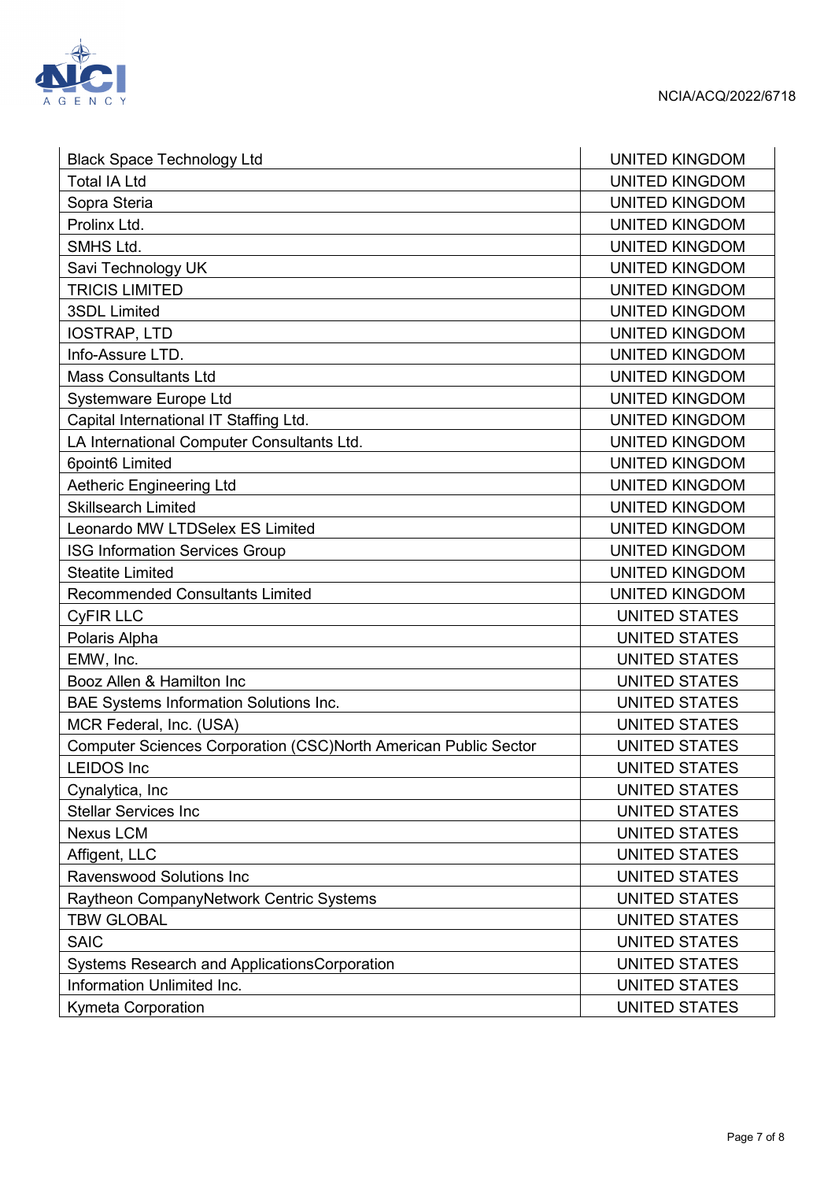| | |
|---|---|
| Black Space Technology Ltd | UNITED KINGDOM |
| Total IA Ltd | UNITED KINGDOM |
| Sopra Steria | UNITED KINGDOM |
| Prolinx Ltd. | UNITED KINGDOM |
| SMHS Ltd. | UNITED KINGDOM |
| Savi Technology UK | UNITED KINGDOM |
| TRICIS LIMITED | UNITED KINGDOM |
| 3SDL Limited | UNITED KINGDOM |
| IOSTRAP, LTD | UNITED KINGDOM |
| Info-Assure LTD. | UNITED KINGDOM |
| Mass Consultants Ltd | UNITED KINGDOM |
| Systemware Europe Ltd | UNITED KINGDOM |
| Capital International IT Staffing Ltd. | UNITED KINGDOM |
| LA International Computer Consultants Ltd. | UNITED KINGDOM |
| 6point6 Limited | UNITED KINGDOM |
| Aetheric Engineering Ltd | UNITED KINGDOM |
| Skillsearch Limited | UNITED KINGDOM |
| Leonardo MW LTDSelex ES Limited | UNITED KINGDOM |
| ISG Information Services Group | UNITED KINGDOM |
| Steatite Limited | UNITED KINGDOM |
| Recommended Consultants Limited | UNITED KINGDOM |
| CyFIR LLC | UNITED STATES |
| Polaris Alpha | UNITED STATES |
| EMW, Inc. | UNITED STATES |
| Booz Allen & Hamilton Inc | UNITED STATES |
| BAE Systems Information Solutions Inc. | UNITED STATES |
| MCR Federal, Inc. (USA) | UNITED STATES |
| Computer Sciences Corporation (CSC)North American Public Sector | UNITED STATES |
| LEIDOS Inc | UNITED STATES |
| Cynalytica, Inc | UNITED STATES |
| Stellar Services Inc | UNITED STATES |
| Nexus LCM | UNITED STATES |
| Affigent, LLC | UNITED STATES |
| Ravenswood Solutions Inc | UNITED STATES |
| Raytheon CompanyNetwork Centric Systems | UNITED STATES |
| TBW GLOBAL | UNITED STATES |
| SAIC | UNITED STATES |
| Systems Research and ApplicationsCorporation | UNITED STATES |
| Information Unlimited Inc. | UNITED STATES |
| Kymeta Corporation | UNITED STATES |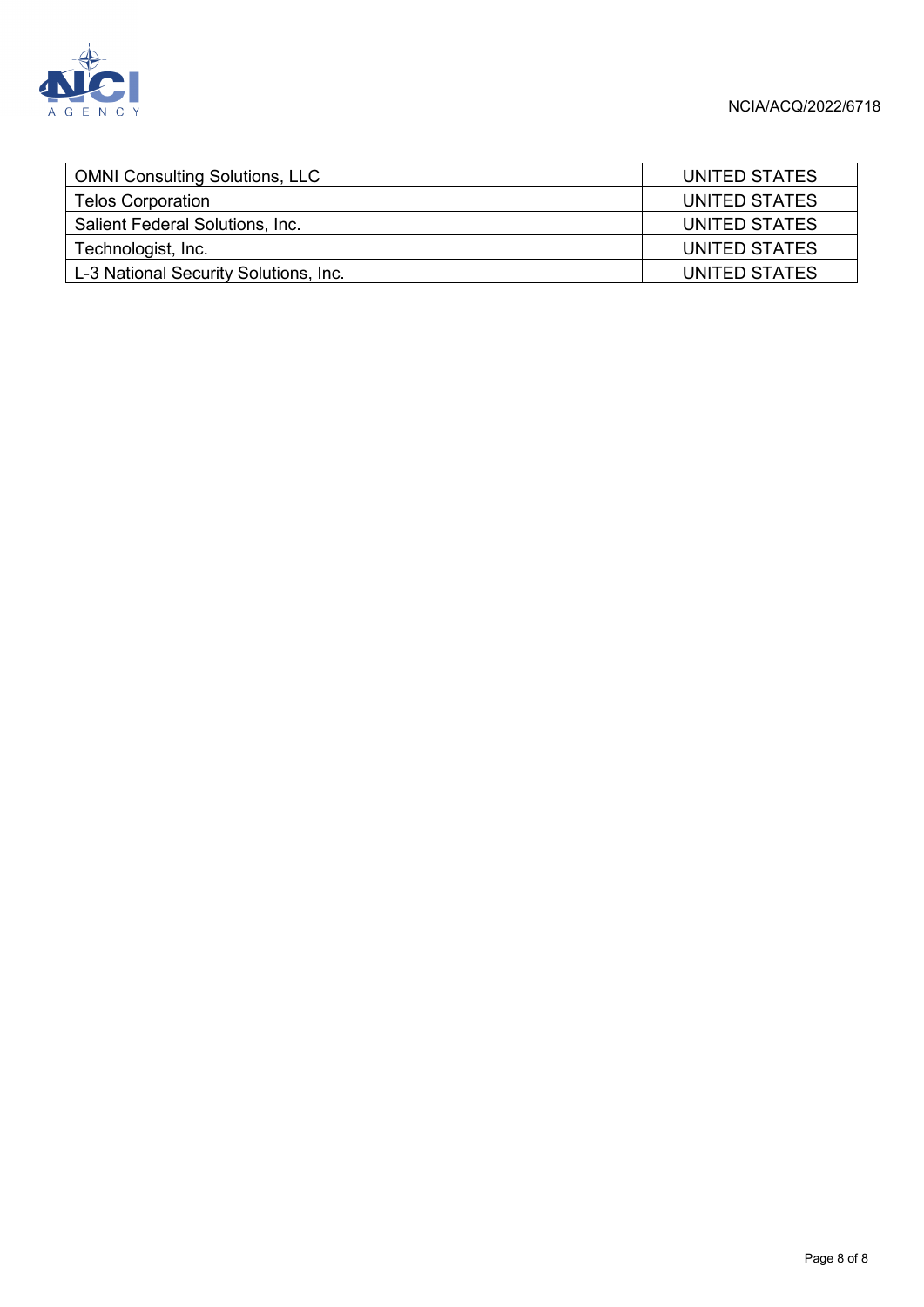| | |
|---|---|
| OMNI Consulting Solutions, LLC | UNITED STATES |
| Telos Corporation | UNITED STATES |
| Salient Federal Solutions, Inc. | UNITED STATES |
| Technologist, Inc. | UNITED STATES |
| L-3 National Security Solutions, Inc. | UNITED STATES |